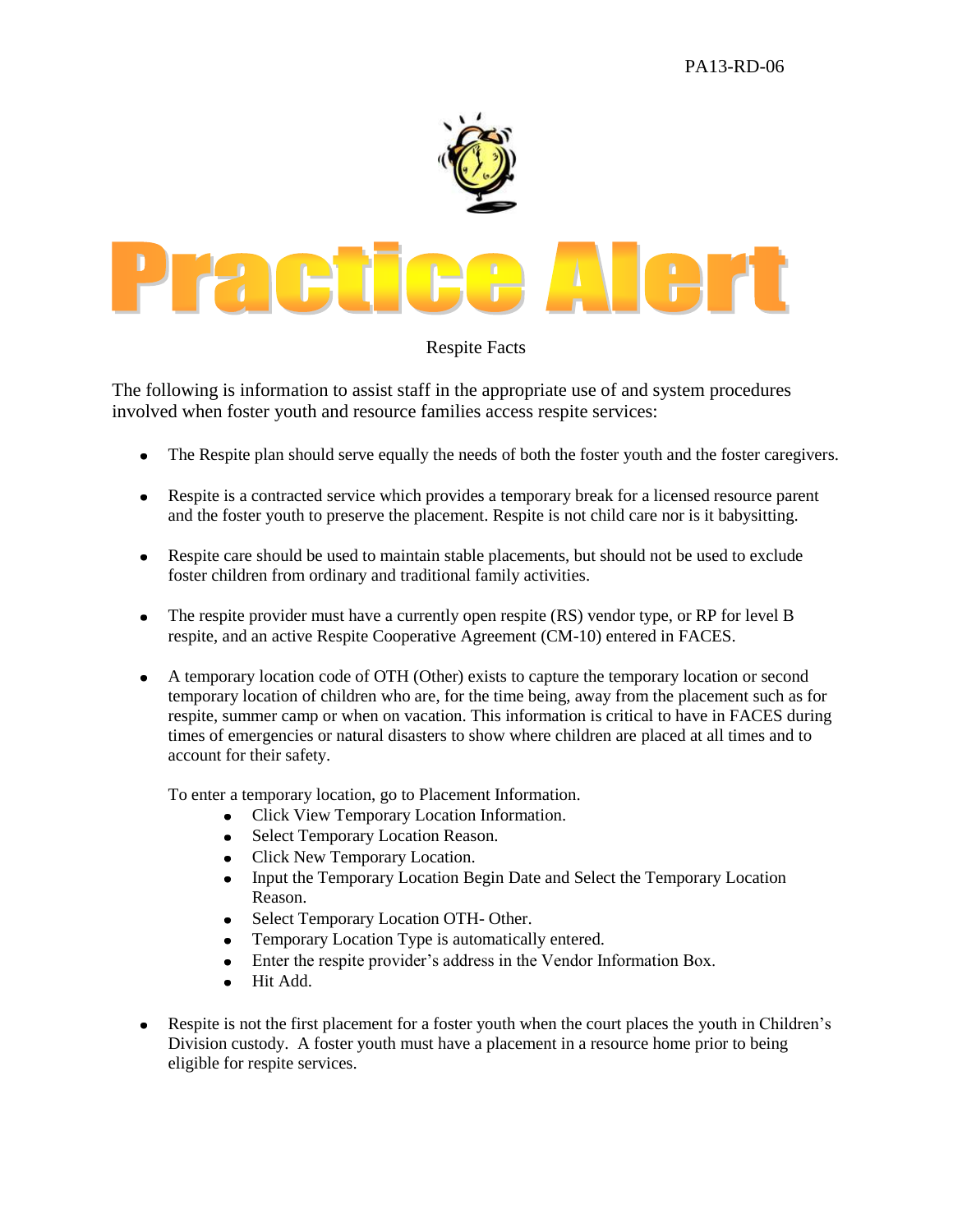PA13-RD-06

# Practice Alert

## Respite Facts

The following is information to assist staff in the appropriate use of and system procedures involved when foster youth and resource families access respite services:

- The Respite plan should serve equally the needs of both the foster youth and the foster caregivers.
- Respite is a contracted service which provides a temporary break for a licensed resource parent and the foster youth to preserve the placement. Respite is not child care nor is it babysitting.
- Respite care should be used to maintain stable placements, but should not be used to exclude foster children from ordinary and traditional family activities.
- The respite provider must have a currently open respite (RS) vendor type, or RP for level B respite, and an active Respite Cooperative Agreement (CM-10) entered in FACES.
- A temporary location code of OTH (Other) exists to capture the temporary location or second temporary location of children who are, for the time being, away from the placement such as for respite, summer camp or when on vacation. This information is critical to have in FACES during times of emergencies or natural disasters to show where children are placed at all times and to account for their safety.

  To enter a temporary location, go to Placement Information.
  - Click View Temporary Location Information.
  - Select Temporary Location Reason.
  - Click New Temporary Location.
  - Input the Temporary Location Begin Date and Select the Temporary Location Reason.
  - Select Temporary Location OTH- Other.
  - Temporary Location Type is automatically entered.
  - Enter the respite provider's address in the Vendor Information Box.
  - Hit Add.
- Respite is not the first placement for a foster youth when the court places the youth in Children's Division custody. A foster youth must have a placement in a resource home prior to being eligible for respite services.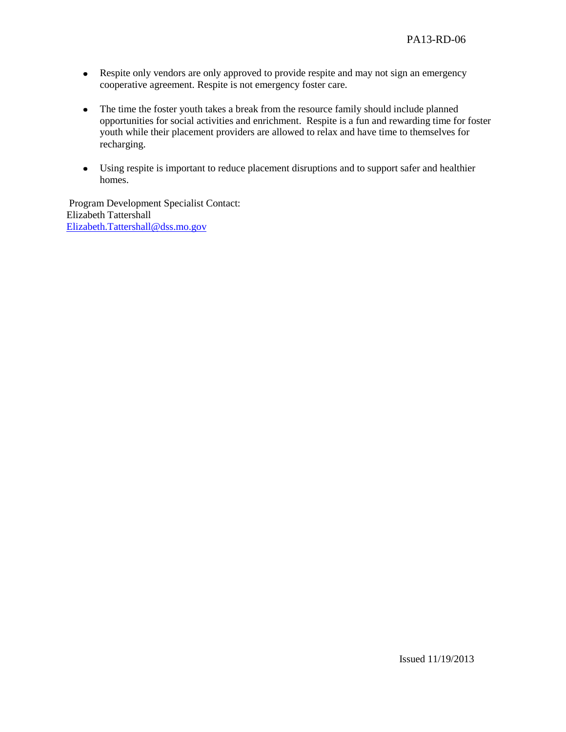- Respite only vendors are only approved to provide respite and may not sign an emergency cooperative agreement. Respite is not emergency foster care.

- The time the foster youth takes a break from the resource family should include planned opportunities for social activities and enrichment. Respite is a fun and rewarding time for foster youth while their placement providers are allowed to relax and have time to themselves for recharging.

- Using respite is important to reduce placement disruptions and to support safer and healthier homes.

Program Development Specialist Contact:
Elizabeth Tattershall
Elizabeth.Tattershall@dss.mo.gov

Issued 11/19/2013